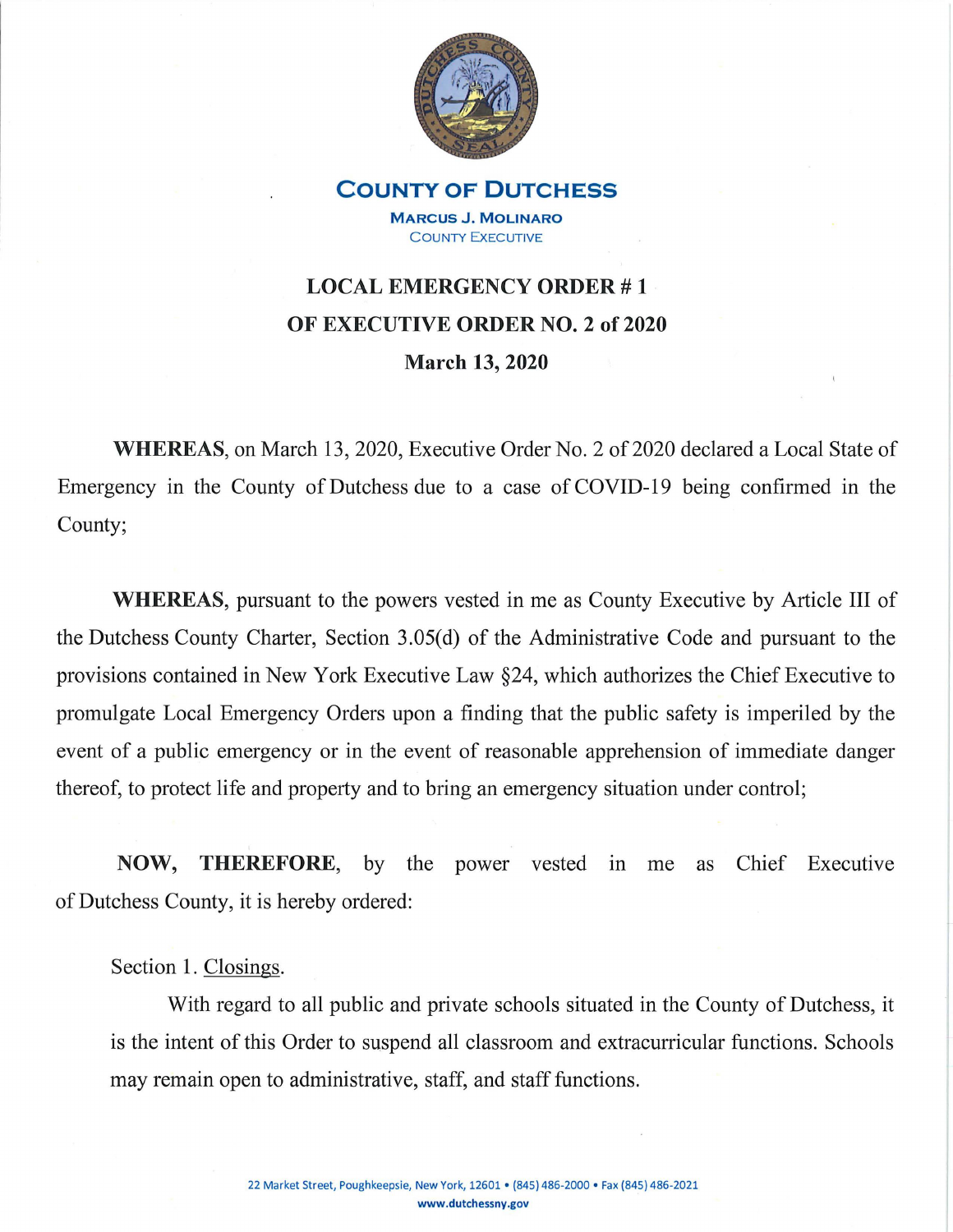# COUNTY OF DUTCHESS

**MARCUS J. MOLINARO**
COUNTY EXECUTIVE

## LOCAL EMERGENCY ORDER # 1
## OF EXECUTIVE ORDER NO. 2 of 2020
## March 13, 2020

**WHEREAS**, on March 13, 2020, Executive Order No. 2 of 2020 declared a Local State of Emergency in the County of Dutchess due to a case of COVID-19 being confirmed in the County;

**WHEREAS**, pursuant to the powers vested in me as County Executive by Article III of the Dutchess County Charter, Section 3.05(d) of the Administrative Code and pursuant to the provisions contained in New York Executive Law §24, which authorizes the Chief Executive to promulgate Local Emergency Orders upon a finding that the public safety is imperiled by the event of a public emergency or in the event of reasonable apprehension of immediate danger thereof, to protect life and property and to bring an emergency situation under control;

**NOW, THEREFORE**, by the power vested in me as Chief Executive of Dutchess County, it is hereby ordered:

Section 1. Closings.

With regard to all public and private schools situated in the County of Dutchess, it is the intent of this Order to suspend all classroom and extracurricular functions. Schools may remain open to administrative, staff, and staff functions.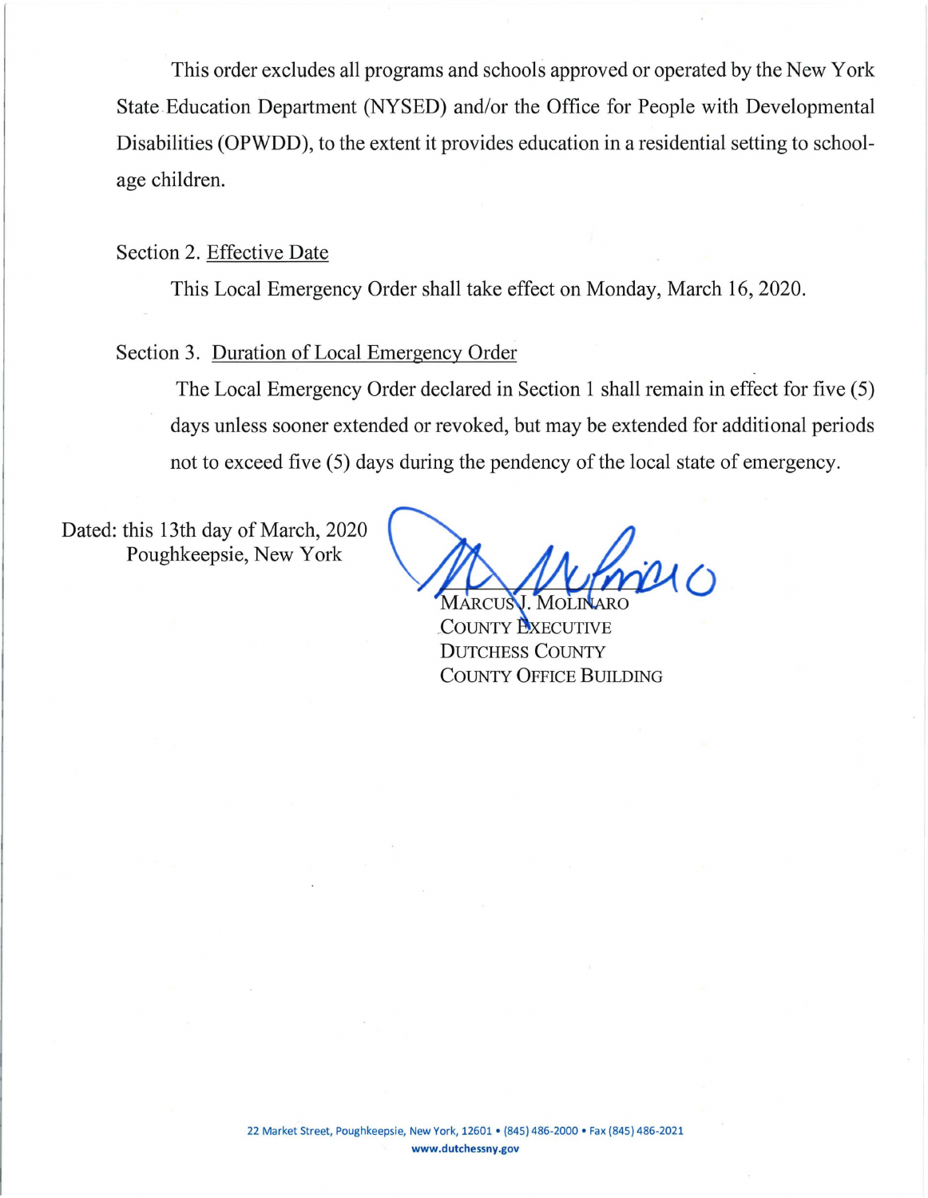This order excludes all programs and schools approved or operated by the New York State Education Department (NYSED) and/or the Office for People with Developmental Disabilities (OPWDD), to the extent it provides education in a residential setting to school-age children.

Section 2. Effective Date

This Local Emergency Order shall take effect on Monday, March 16, 2020.

Section 3. Duration of Local Emergency Order

The Local Emergency Order declared in Section 1 shall remain in effect for five (5) days unless sooner extended or revoked, but may be extended for additional periods not to exceed five (5) days during the pendency of the local state of emergency.

Dated: this 13th day of March, 2020
Poughkeepsie, New York

MARCUS J. MOLINARO
COUNTY EXECUTIVE
DUTCHESS COUNTY
COUNTY OFFICE BUILDING

22 Market Street, Poughkeepsie, New York, 12601 • (845) 486-2000 • Fax (845) 486-2021
www.dutchessny.gov